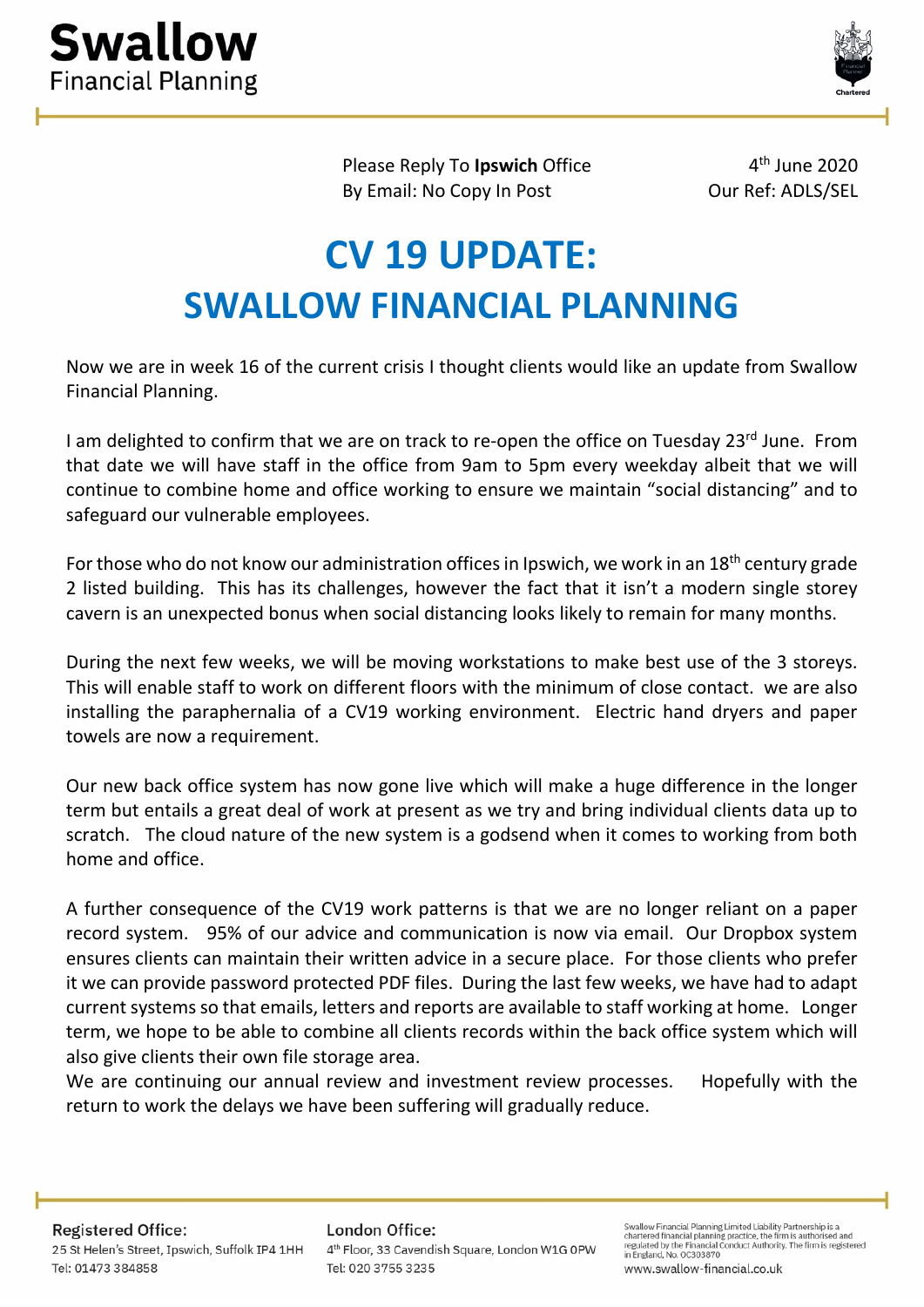**Swallow**
Financial Planning

Please Reply To **Ipswich** Office
By Email: No Copy In Post

4th June 2020
Our Ref: ADLS/SEL

# CV 19 UPDATE: SWALLOW FINANCIAL PLANNING

Now we are in week 16 of the current crisis I thought clients would like an update from Swallow Financial Planning.

I am delighted to confirm that we are on track to re-open the office on Tuesday 23rd June. From that date we will have staff in the office from 9am to 5pm every weekday albeit that we will continue to combine home and office working to ensure we maintain "social distancing" and to safeguard our vulnerable employees.

For those who do not know our administration offices in Ipswich, we work in an 18th century grade 2 listed building. This has its challenges, however the fact that it isn't a modern single storey cavern is an unexpected bonus when social distancing looks likely to remain for many months.

During the next few weeks, we will be moving workstations to make best use of the 3 storeys. This will enable staff to work on different floors with the minimum of close contact. we are also installing the paraphernalia of a CV19 working environment. Electric hand dryers and paper towels are now a requirement.

Our new back office system has now gone live which will make a huge difference in the longer term but entails a great deal of work at present as we try and bring individual clients data up to scratch. The cloud nature of the new system is a godsend when it comes to working from both home and office.

A further consequence of the CV19 work patterns is that we are no longer reliant on a paper record system. 95% of our advice and communication is now via email. Our Dropbox system ensures clients can maintain their written advice in a secure place. For those clients who prefer it we can provide password protected PDF files. During the last few weeks, we have had to adapt current systems so that emails, letters and reports are available to staff working at home. Longer term, we hope to be able to combine all clients records within the back office system which will also give clients their own file storage area.

We are continuing our annual review and investment review processes. Hopefully with the return to work the delays we have been suffering will gradually reduce.

**Registered Office:**
25 St Helen's Street, Ipswich, Suffolk IP4 1HH
Tel: 01473 384858

**London Office:**
4th Floor, 33 Cavendish Square, London W1G 0PW
Tel: 020 3755 3235

Swallow Financial Planning Limited Liability Partnership is a chartered financial planning practice, the firm is authorised and regulated by the Financial Conduct Authority. The firm is registered in England, No. OC303870
www.swallow-financial.co.uk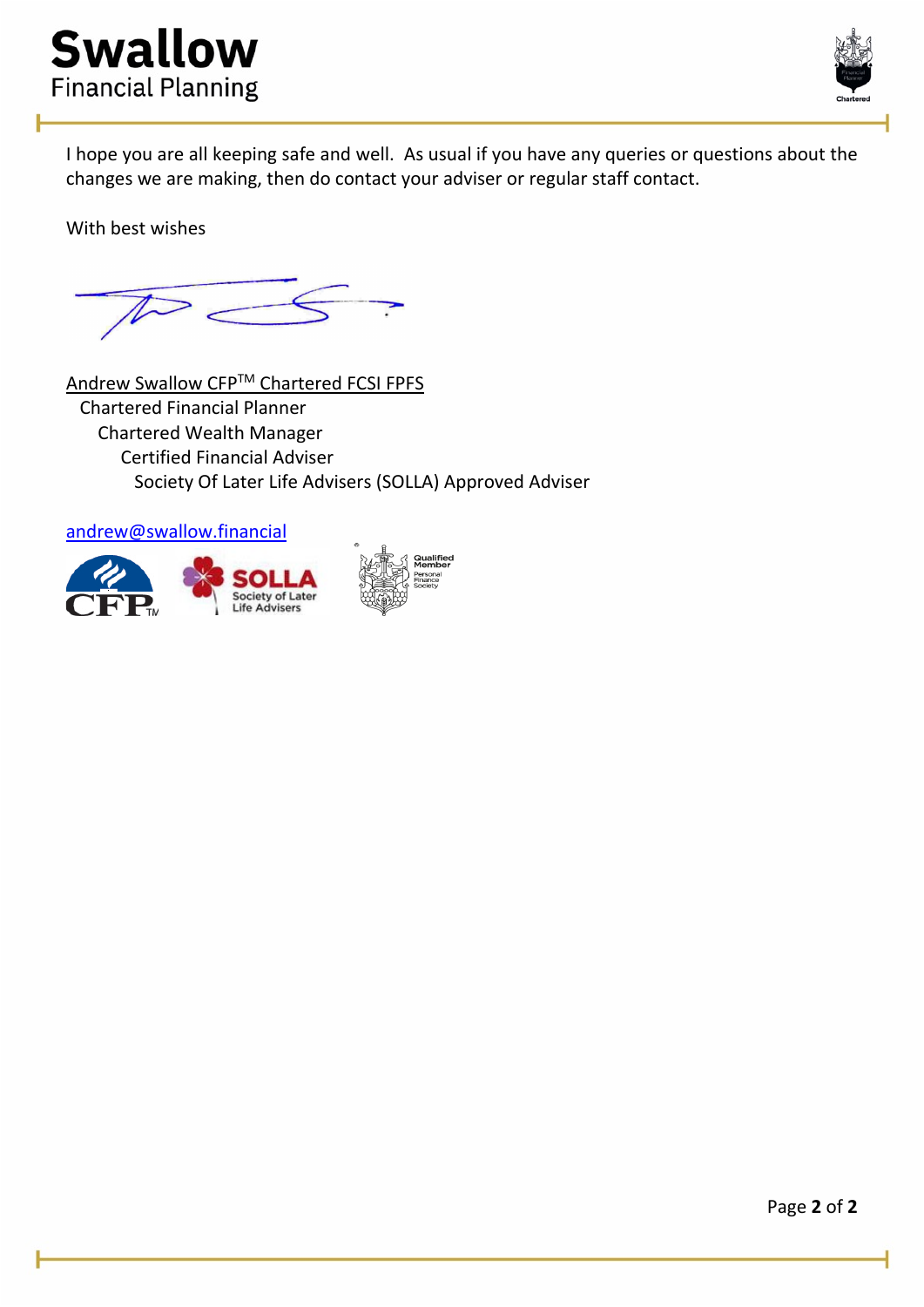I hope you are all keeping safe and well.  As usual if you have any queries or questions about the changes we are making, then do contact your adviser or regular staff contact.

With best wishes

Andrew Swallow CFP™ Chartered FCSI FPFS
Chartered Financial Planner
Chartered Wealth Manager
Certified Financial Adviser
Society Of Later Life Advisers (SOLLA) Approved Adviser

andrew@swallow.financial